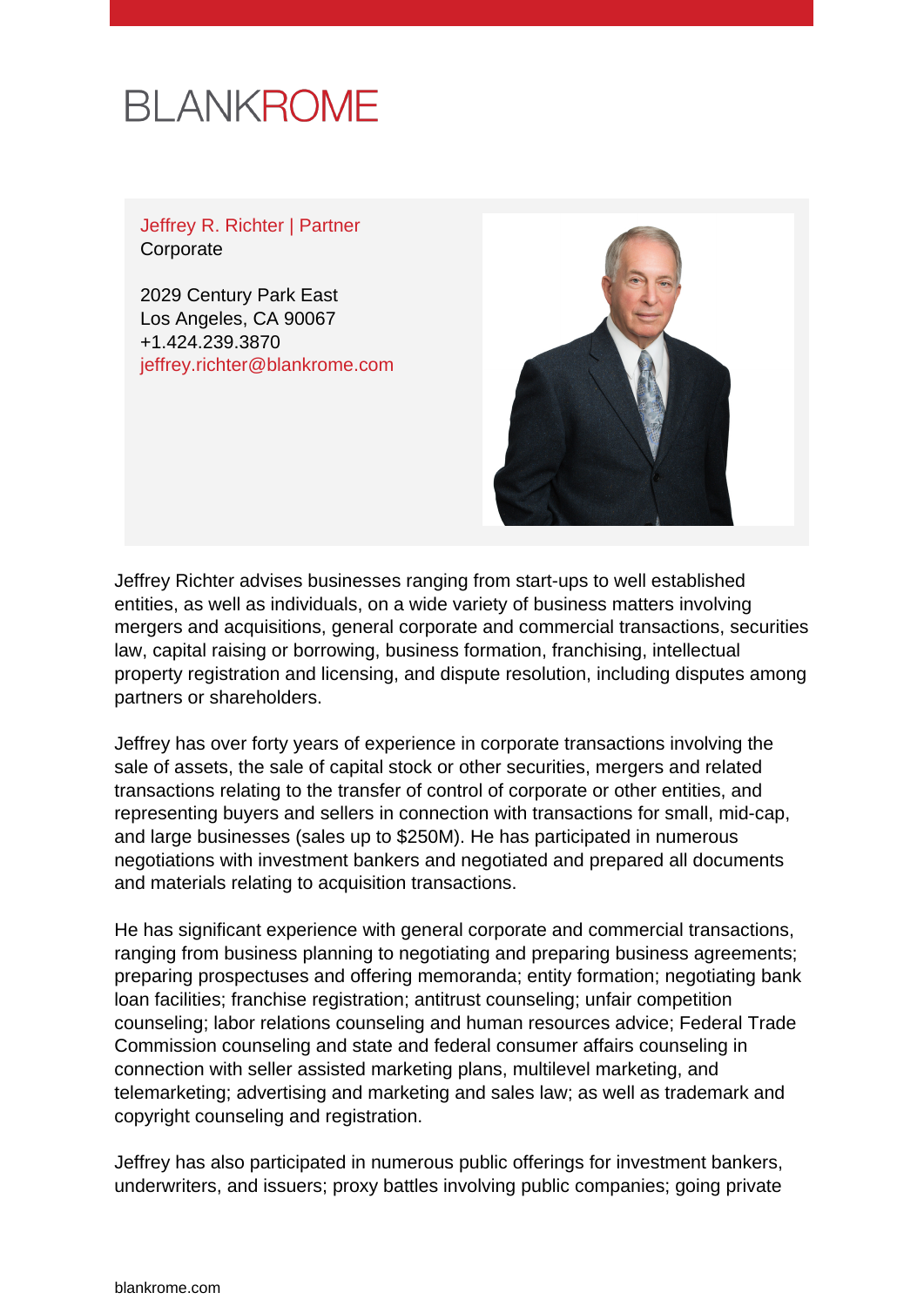BLANKROME

Jeffrey R. Richter | Partner
Corporate

2029 Century Park East
Los Angeles, CA 90067
+1.424.239.3870
jeffrey.richter@blankrome.com

Jeffrey Richter advises businesses ranging from start-ups to well established entities, as well as individuals, on a wide variety of business matters involving mergers and acquisitions, general corporate and commercial transactions, securities law, capital raising or borrowing, business formation, franchising, intellectual property registration and licensing, and dispute resolution, including disputes among partners or shareholders.

Jeffrey has over forty years of experience in corporate transactions involving the sale of assets, the sale of capital stock or other securities, mergers and related transactions relating to the transfer of control of corporate or other entities, and representing buyers and sellers in connection with transactions for small, mid-cap, and large businesses (sales up to $250M). He has participated in numerous negotiations with investment bankers and negotiated and prepared all documents and materials relating to acquisition transactions.

He has significant experience with general corporate and commercial transactions, ranging from business planning to negotiating and preparing business agreements; preparing prospectuses and offering memoranda; entity formation; negotiating bank loan facilities; franchise registration; antitrust counseling; unfair competition counseling; labor relations counseling and human resources advice; Federal Trade Commission counseling and state and federal consumer affairs counseling in connection with seller assisted marketing plans, multilevel marketing, and telemarketing; advertising and marketing and sales law; as well as trademark and copyright counseling and registration.

Jeffrey has also participated in numerous public offerings for investment bankers, underwriters, and issuers; proxy battles involving public companies; going private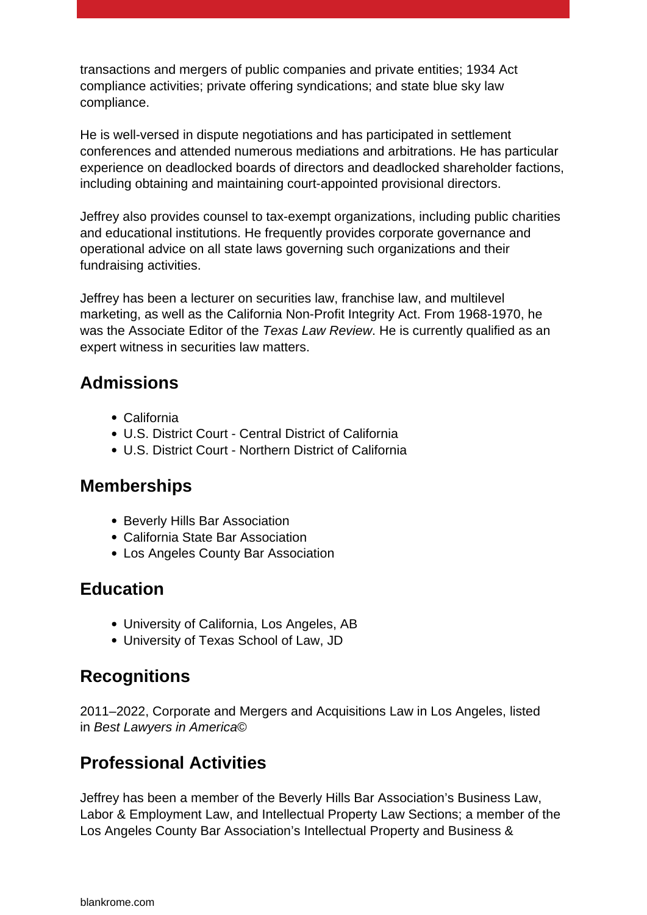transactions and mergers of public companies and private entities; 1934 Act compliance activities; private offering syndications; and state blue sky law compliance.

He is well-versed in dispute negotiations and has participated in settlement conferences and attended numerous mediations and arbitrations. He has particular experience on deadlocked boards of directors and deadlocked shareholder factions, including obtaining and maintaining court-appointed provisional directors.

Jeffrey also provides counsel to tax-exempt organizations, including public charities and educational institutions. He frequently provides corporate governance and operational advice on all state laws governing such organizations and their fundraising activities.

Jeffrey has been a lecturer on securities law, franchise law, and multilevel marketing, as well as the California Non-Profit Integrity Act. From 1968-1970, he was the Associate Editor of the *Texas Law Review*. He is currently qualified as an expert witness in securities law matters.

## Admissions

- California
- U.S. District Court - Central District of California
- U.S. District Court - Northern District of California

## Memberships

- Beverly Hills Bar Association
- California State Bar Association
- Los Angeles County Bar Association

## Education

- University of California, Los Angeles, AB
- University of Texas School of Law, JD

## Recognitions

2011–2022, Corporate and Mergers and Acquisitions Law in Los Angeles, listed in *Best Lawyers in America©*

## Professional Activities

Jeffrey has been a member of the Beverly Hills Bar Association's Business Law, Labor & Employment Law, and Intellectual Property Law Sections; a member of the Los Angeles County Bar Association's Intellectual Property and Business &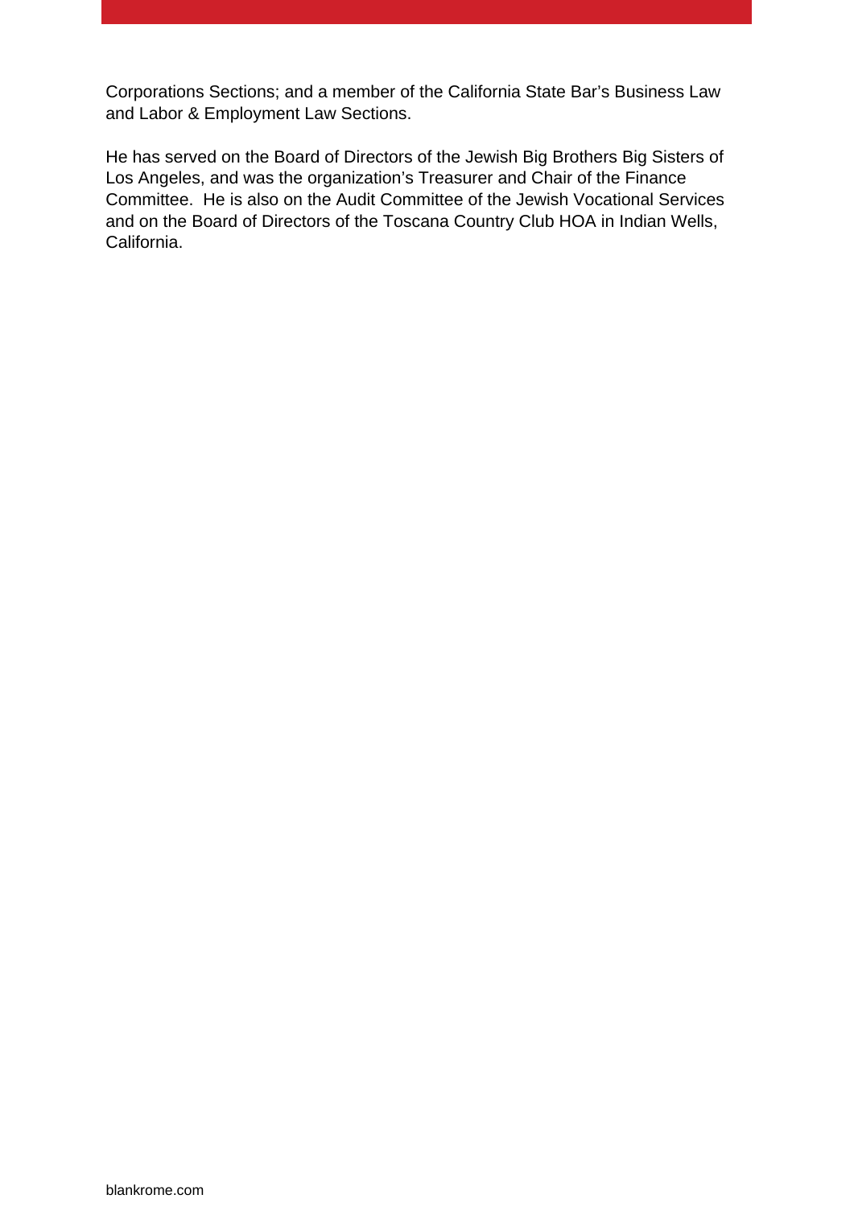Corporations Sections; and a member of the California State Bar’s Business Law and Labor & Employment Law Sections.

He has served on the Board of Directors of the Jewish Big Brothers Big Sisters of Los Angeles, and was the organization’s Treasurer and Chair of the Finance Committee. He is also on the Audit Committee of the Jewish Vocational Services and on the Board of Directors of the Toscana Country Club HOA in Indian Wells, California.